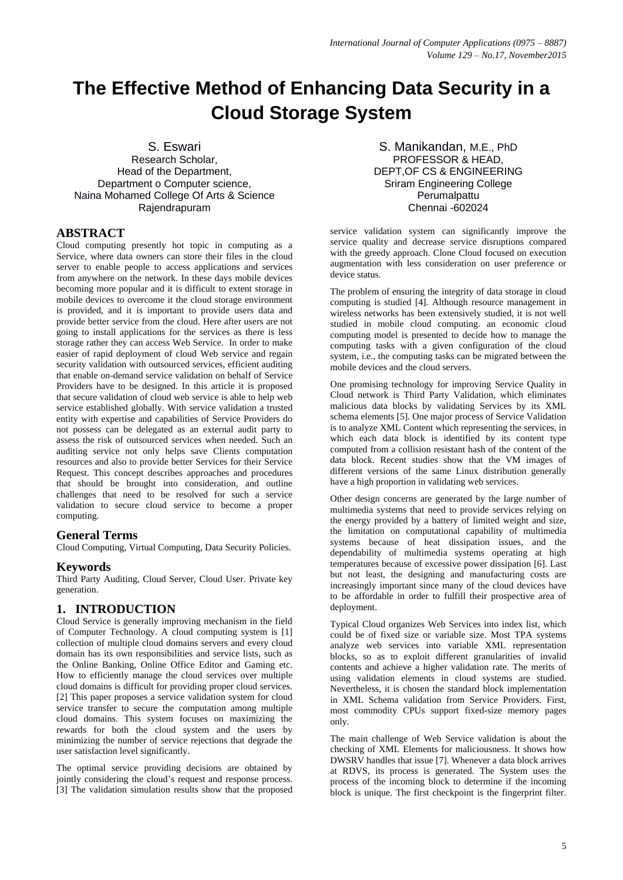# The Effective Method of Enhancing Data Security in a Cloud Storage System

S. Eswari
Research Scholar,
Head of the Department,
Department o Computer science,
Naina Mohamed College Of Arts & Science
Rajendrapuram

S. Manikandan, M.E., PhD
PROFESSOR & HEAD,
DEPT,OF CS & ENGINEERING
Sriram Engineering College
Perumalpattu
Chennai -602024

## ABSTRACT

Cloud computing presently hot topic in computing as a Service, where data owners can store their files in the cloud server to enable people to access applications and services from anywhere on the network. In these days mobile devices becoming more popular and it is difficult to extent storage in mobile devices to overcome it the cloud storage environment is provided, and it is important to provide users data and provide better service from the cloud. Here after users are not going to install applications for the services as there is less storage rather they can access Web Service. In order to make easier of rapid deployment of cloud Web service and regain security validation with outsourced services, efficient auditing that enable on-demand service validation on behalf of Service Providers have to be designed. In this article it is proposed that secure validation of cloud web service is able to help web service established globally. With service validation a trusted entity with expertise and capabilities of Service Providers do not possess can be delegated as an external audit party to assess the risk of outsourced services when needed. Such an auditing service not only helps save Clients computation resources and also to provide better Services for their Service Request. This concept describes approaches and procedures that should be brought into consideration, and outline challenges that need to be resolved for such a service validation to secure cloud service to become a proper computing.

## General Terms

Cloud Computing, Virtual Computing, Data Security Policies.

## Keywords

Third Party Auditing, Cloud Server, Cloud User. Private key generation.

## 1. INTRODUCTION

Cloud Service is generally improving mechanism in the field of Computer Technology. A cloud computing system is [1] collection of multiple cloud domains servers and every cloud domain has its own responsibilities and service lists, such as the Online Banking, Online Office Editor and Gaming etc. How to efficiently manage the cloud services over multiple cloud domains is difficult for providing proper cloud services. [2] This paper proposes a service validation system for cloud service transfer to secure the computation among multiple cloud domains. This system focuses on maximizing the rewards for both the cloud system and the users by minimizing the number of service rejections that degrade the user satisfaction level significantly.

The optimal service providing decisions are obtained by jointly considering the cloud's request and response process. [3] The validation simulation results show that the proposed service validation system can significantly improve the service quality and decrease service disruptions compared with the greedy approach. Clone Cloud focused on execution augmentation with less consideration on user preference or device status.

The problem of ensuring the integrity of data storage in cloud computing is studied [4]. Although resource management in wireless networks has been extensively studied, it is not well studied in mobile cloud computing. an economic cloud computing model is presented to decide how to manage the computing tasks with a given configuration of the cloud system, i.e., the computing tasks can be migrated between the mobile devices and the cloud servers.

One promising technology for improving Service Quality in Cloud network is Third Party Validation, which eliminates malicious data blocks by validating Services by its XML schema elements [5]. One major process of Service Validation is to analyze XML Content which representing the services, in which each data block is identified by its content type computed from a collision resistant hash of the content of the data block. Recent studies show that the VM images of different versions of the same Linux distribution generally have a high proportion in validating web services.

Other design concerns are generated by the large number of multimedia systems that need to provide services relying on the energy provided by a battery of limited weight and size, the limitation on computational capability of multimedia systems because of heat dissipation issues, and the dependability of multimedia systems operating at high temperatures because of excessive power dissipation [6]. Last but not least, the designing and manufacturing costs are increasingly important since many of the cloud devices have to be affordable in order to fulfill their prospective area of deployment.

Typical Cloud organizes Web Services into index list, which could be of fixed size or variable size. Most TPA systems analyze web services into variable XML representation blocks, so as to exploit different granularities of invalid contents and achieve a higher validation rate. The merits of using validation elements in cloud systems are studied. Nevertheless, it is chosen the standard block implementation in XML Schema validation from Service Providers. First, most commodity CPUs support fixed-size memory pages only.

The main challenge of Web Service validation is about the checking of XML Elements for maliciousness. It shows how DWSRV handles that issue [7]. Whenever a data block arrives at RDVS, its process is generated. The System uses the process of the incoming block to determine if the incoming block is unique. The first checkpoint is the fingerprint filter.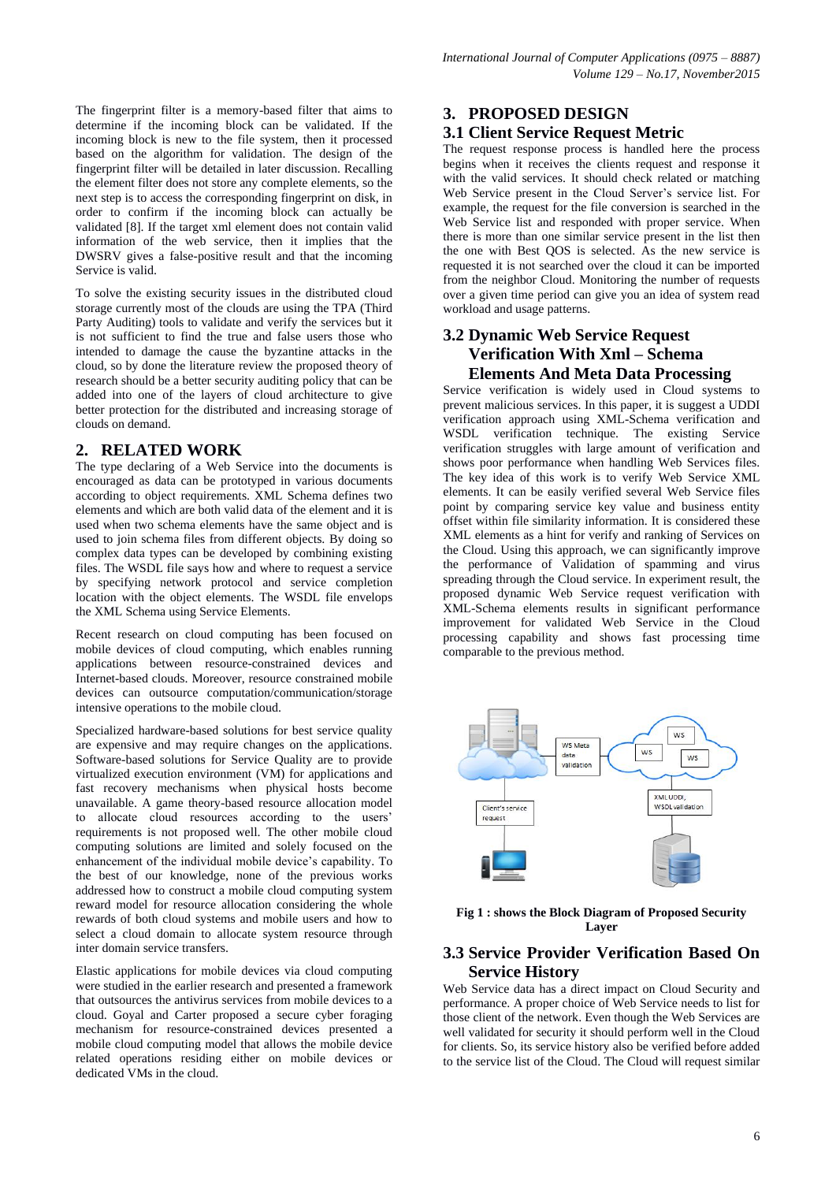The fingerprint filter is a memory-based filter that aims to determine if the incoming block can be validated. If the incoming block is new to the file system, then it processed based on the algorithm for validation. The design of the fingerprint filter will be detailed in later discussion. Recalling the element filter does not store any complete elements, so the next step is to access the corresponding fingerprint on disk, in order to confirm if the incoming block can actually be validated [8]. If the target xml element does not contain valid information of the web service, then it implies that the DWSRV gives a false-positive result and that the incoming Service is valid.

To solve the existing security issues in the distributed cloud storage currently most of the clouds are using the TPA (Third Party Auditing) tools to validate and verify the services but it is not sufficient to find the true and false users those who intended to damage the cause the byzantine attacks in the cloud, so by done the literature review the proposed theory of research should be a better security auditing policy that can be added into one of the layers of cloud architecture to give better protection for the distributed and increasing storage of clouds on demand.

## 2. RELATED WORK

The type declaring of a Web Service into the documents is encouraged as data can be prototyped in various documents according to object requirements. XML Schema defines two elements and which are both valid data of the element and it is used when two schema elements have the same object and is used to join schema files from different objects. By doing so complex data types can be developed by combining existing files. The WSDL file says how and where to request a service by specifying network protocol and service completion location with the object elements. The WSDL file envelops the XML Schema using Service Elements.

Recent research on cloud computing has been focused on mobile devices of cloud computing, which enables running applications between resource-constrained devices and Internet-based clouds. Moreover, resource constrained mobile devices can outsource computation/communication/storage intensive operations to the mobile cloud.

Specialized hardware-based solutions for best service quality are expensive and may require changes on the applications. Software-based solutions for Service Quality are to provide virtualized execution environment (VM) for applications and fast recovery mechanisms when physical hosts become unavailable. A game theory-based resource allocation model to allocate cloud resources according to the users' requirements is not proposed well. The other mobile cloud computing solutions are limited and solely focused on the enhancement of the individual mobile device's capability. To the best of our knowledge, none of the previous works addressed how to construct a mobile cloud computing system reward model for resource allocation considering the whole rewards of both cloud systems and mobile users and how to select a cloud domain to allocate system resource through inter domain service transfers.

Elastic applications for mobile devices via cloud computing were studied in the earlier research and presented a framework that outsources the antivirus services from mobile devices to a cloud. Goyal and Carter proposed a secure cyber foraging mechanism for resource-constrained devices presented a mobile cloud computing model that allows the mobile device related operations residing either on mobile devices or dedicated VMs in the cloud.

## 3. PROPOSED DESIGN

### 3.1 Client Service Request Metric

The request response process is handled here the process begins when it receives the clients request and response it with the valid services. It should check related or matching Web Service present in the Cloud Server's service list. For example, the request for the file conversion is searched in the Web Service list and responded with proper service. When there is more than one similar service present in the list then the one with Best QOS is selected. As the new service is requested it is not searched over the cloud it can be imported from the neighbor Cloud. Monitoring the number of requests over a given time period can give you an idea of system read workload and usage patterns.

### 3.2 Dynamic Web Service Request Verification With Xml – Schema Elements And Meta Data Processing

Service verification is widely used in Cloud systems to prevent malicious services. In this paper, it is suggest a UDDI verification approach using XML-Schema verification and WSDL verification technique. The existing Service verification struggles with large amount of verification and shows poor performance when handling Web Services files. The key idea of this work is to verify Web Service XML elements. It can be easily verified several Web Service files point by comparing service key value and business entity offset within file similarity information. It is considered these XML elements as a hint for verify and ranking of Services on the Cloud. Using this approach, we can significantly improve the performance of Validation of spamming and virus spreading through the Cloud service. In experiment result, the proposed dynamic Web Service request verification with XML-Schema elements results in significant performance improvement for validated Web Service in the Cloud processing capability and shows fast processing time comparable to the previous method.

**Fig 1 : shows the Block Diagram of Proposed Security Layer**

### 3.3 Service Provider Verification Based On Service History

Web Service data has a direct impact on Cloud Security and performance. A proper choice of Web Service needs to list for those client of the network. Even though the Web Services are well validated for security it should perform well in the Cloud for clients. So, its service history also be verified before added to the service list of the Cloud. The Cloud will request similar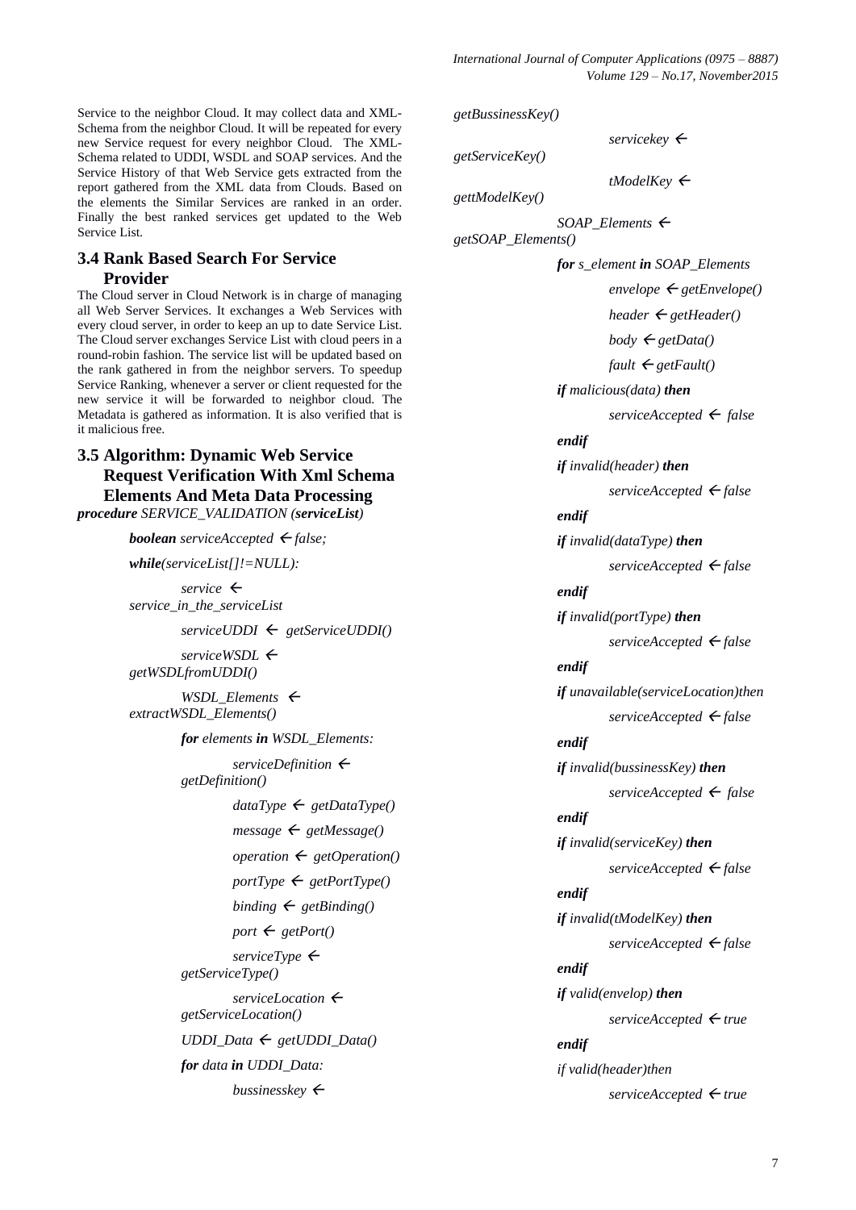Service to the neighbor Cloud. It may collect data and XML-Schema from the neighbor Cloud. It will be repeated for every new Service request for every neighbor Cloud. The XML-Schema related to UDDI, WSDL and SOAP services. And the Service History of that Web Service gets extracted from the report gathered from the XML data from Clouds. Based on the elements the Similar Services are ranked in an order. Finally the best ranked services get updated to the Web Service List.

### 3.4 Rank Based Search For Service Provider

The Cloud server in Cloud Network is in charge of managing all Web Server Services. It exchanges a Web Services with every cloud server, in order to keep an up to date Service List. The Cloud server exchanges Service List with cloud peers in a round-robin fashion. The service list will be updated based on the rank gathered in from the neighbor servers. To speedup Service Ranking, whenever a server or client requested for the new service it will be forwarded to neighbor cloud. The Metadata is gathered as information. It is also verified that is it malicious free.

### 3.5 Algorithm: Dynamic Web Service Request Verification With Xml Schema Elements And Meta Data Processing

```
procedure SERVICE_VALIDATION (serviceList)
    boolean serviceAccepted ← false;
    while(serviceList[]!=NULL):
        service ← service_in_the_serviceList
        serviceUDDI ← getServiceUDDI()
        serviceWSDL ← getWSDLfromUDDI()
        WSDL_Elements ← extractWSDL_Elements()
        for elements in WSDL_Elements:
            serviceDefinition ← getDefinition()
            dataType ← getDataType()
            message ← getMessage()
            operation ← getOperation()
            portType ← getPortType()
            binding ← getBinding()
            port ← getPort()
            serviceType ← getServiceType()
            serviceLocation ← getServiceLocation()
        UDDI_Data ← getUDDI_Data()
        for data in UDDI_Data:
            bussinesskey ← getBussinessKey()
            servicekey ← getServiceKey()
            tModelKey ← gettModelKey()
        SOAP_Elements ← getSOAP_Elements()
        for s_element in SOAP_Elements
            envelope ← getEnvelope()
            header ← getHeader()
            body ← getData()
            fault ← getFault()
        if malicious(data) then
            serviceAccepted ← false
        endif
        if invalid(header) then
            serviceAccepted ← false
        endif
        if invalid(dataType) then
            serviceAccepted ← false
        endif
        if invalid(portType) then
            serviceAccepted ← false
        endif
        if unavailable(serviceLocation)then
            serviceAccepted ← false
        endif
        if invalid(bussinessKey) then
            serviceAccepted ← false
        endif
        if invalid(serviceKey) then
            serviceAccepted ← false
        endif
        if invalid(tModelKey) then
            serviceAccepted ← false
        endif
        if valid(envelop) then
            serviceAccepted ← true
        endif
        if valid(header)then
            serviceAccepted ← true
```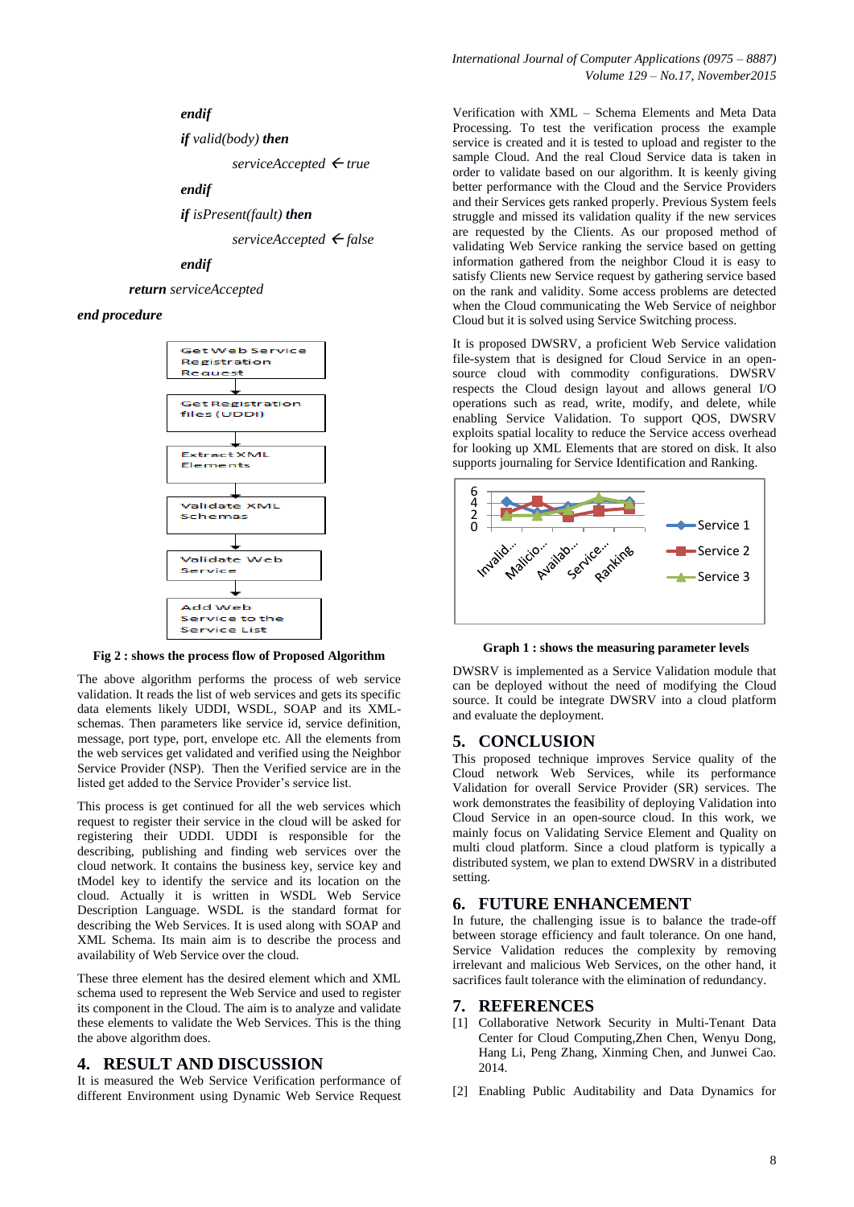*endif*

*if valid(body) then*

*serviceAccepted ← true*

*endif*

*if isPresent(fault) then*

*serviceAccepted ← false*

*endif*

***return** serviceAccepted*

***end procedure***

Get Web Service Registration Request → Get Registration files (UDDI) → Extract XML Elements → Validate XML Schemas → Validate Web Service → Add Web Service to the Service List

**Fig 2 : shows the process flow of Proposed Algorithm**

The above algorithm performs the process of web service validation. It reads the list of web services and gets its specific data elements likely UDDI, WSDL, SOAP and its XML-schemas. Then parameters like service id, service definition, message, port type, port, envelope etc. All the elements from the web services get validated and verified using the Neighbor Service Provider (NSP). Then the Verified service are in the listed get added to the Service Provider's service list.

This process is get continued for all the web services which request to register their service in the cloud will be asked for registering their UDDI. UDDI is responsible for the describing, publishing and finding web services over the cloud network. It contains the business key, service key and tModel key to identify the service and its location on the cloud. Actually it is written in WSDL Web Service Description Language. WSDL is the standard format for describing the Web Services. It is used along with SOAP and XML Schema. Its main aim is to describe the process and availability of Web Service over the cloud.

These three element has the desired element which and XML schema used to represent the Web Service and used to register its component in the Cloud. The aim is to analyze and validate these elements to validate the Web Services. This is the thing the above algorithm does.

## 4. RESULT AND DISCUSSION

It is measured the Web Service Verification performance of different Environment using Dynamic Web Service Request Verification with XML – Schema Elements and Meta Data Processing. To test the verification process the example service is created and it is tested to upload and register to the sample Cloud. And the real Cloud Service data is taken in order to validate based on our algorithm. It is keenly giving better performance with the Cloud and the Service Providers and their Services gets ranked properly. Previous System feels struggle and missed its validation quality if the new services are requested by the Clients. As our proposed method of validating Web Service ranking the service based on getting information gathered from the neighbor Cloud it is easy to satisfy Clients new Service request by gathering service based on the rank and validity. Some access problems are detected when the Cloud communicating the Web Service of neighbor Cloud but it is solved using Service Switching process.

It is proposed DWSRV, a proficient Web Service validation file-system that is designed for Cloud Service in an open-source cloud with commodity configurations. DWSRV respects the Cloud design layout and allows general I/O operations such as read, write, modify, and delete, while enabling Service Validation. To support QOS, DWSRV exploits spatial locality to reduce the Service access overhead for looking up XML Elements that are stored on disk. It also supports journaling for Service Identification and Ranking.

**Graph 1 : shows the measuring parameter levels**

DWSRV is implemented as a Service Validation module that can be deployed without the need of modifying the Cloud source. It could be integrate DWSRV into a cloud platform and evaluate the deployment.

## 5. CONCLUSION

This proposed technique improves Service quality of the Cloud network Web Services, while its performance Validation for overall Service Provider (SR) services. The work demonstrates the feasibility of deploying Validation into Cloud Service in an open-source cloud. In this work, we mainly focus on Validating Service Element and Quality on multi cloud platform. Since a cloud platform is typically a distributed system, we plan to extend DWSRV in a distributed setting.

## 6. FUTURE ENHANCEMENT

In future, the challenging issue is to balance the trade-off between storage efficiency and fault tolerance. On one hand, Service Validation reduces the complexity by removing irrelevant and malicious Web Services, on the other hand, it sacrifices fault tolerance with the elimination of redundancy.

## 7. REFERENCES

[1] Collaborative Network Security in Multi-Tenant Data Center for Cloud Computing,Zhen Chen, Wenyu Dong, Hang Li, Peng Zhang, Xinming Chen, and Junwei Cao. 2014.

[2] Enabling Public Auditability and Data Dynamics for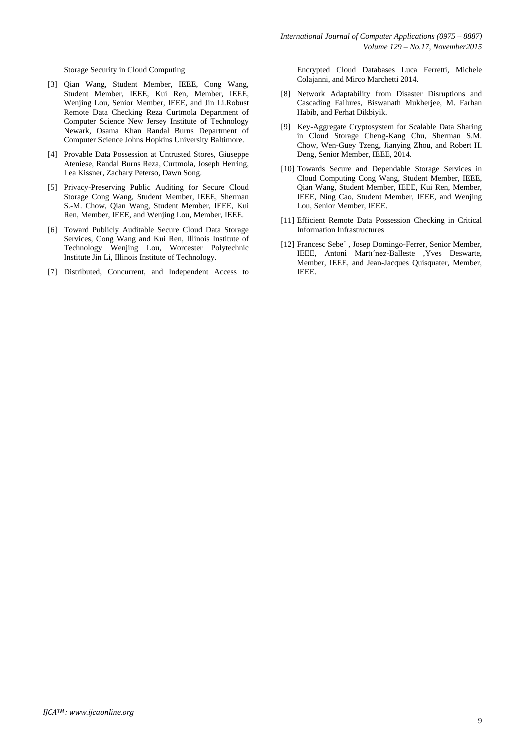Storage Security in Cloud Computing

[3] Qian Wang, Student Member, IEEE, Cong Wang, Student Member, IEEE, Kui Ren, Member, IEEE, Wenjing Lou, Senior Member, IEEE, and Jin Li.Robust Remote Data Checking Reza Curtmola Department of Computer Science New Jersey Institute of Technology Newark, Osama Khan Randal Burns Department of Computer Science Johns Hopkins University Baltimore.

[4] Provable Data Possession at Untrusted Stores, Giuseppe Ateniese, Randal Burns Reza, Curtmola, Joseph Herring, Lea Kissner, Zachary Peterso, Dawn Song.

[5] Privacy-Preserving Public Auditing for Secure Cloud Storage Cong Wang, Student Member, IEEE, Sherman S.-M. Chow, Qian Wang, Student Member, IEEE, Kui Ren, Member, IEEE, and Wenjing Lou, Member, IEEE.

[6] Toward Publicly Auditable Secure Cloud Data Storage Services, Cong Wang and Kui Ren, Illinois Institute of Technology Wenjing Lou, Worcester Polytechnic Institute Jin Li, Illinois Institute of Technology.

[7] Distributed, Concurrent, and Independent Access to Encrypted Cloud Databases Luca Ferretti, Michele Colajanni, and Mirco Marchetti 2014.

[8] Network Adaptability from Disaster Disruptions and Cascading Failures, Biswanath Mukherjee, M. Farhan Habib, and Ferhat Dikbiyik.

[9] Key-Aggregate Cryptosystem for Scalable Data Sharing in Cloud Storage Cheng-Kang Chu, Sherman S.M. Chow, Wen-Guey Tzeng, Jianying Zhou, and Robert H. Deng, Senior Member, IEEE, 2014.

[10] Towards Secure and Dependable Storage Services in Cloud Computing Cong Wang, Student Member, IEEE, Qian Wang, Student Member, IEEE, Kui Ren, Member, IEEE, Ning Cao, Student Member, IEEE, and Wenjing Lou, Senior Member, IEEE.

[11] Efficient Remote Data Possession Checking in Critical Information Infrastructures

[12] Francesc Sebe´ , Josep Domingo-Ferrer, Senior Member, IEEE, Antoni Martı´nez-Balleste ,Yves Deswarte, Member, IEEE, and Jean-Jacques Quisquater, Member, IEEE.